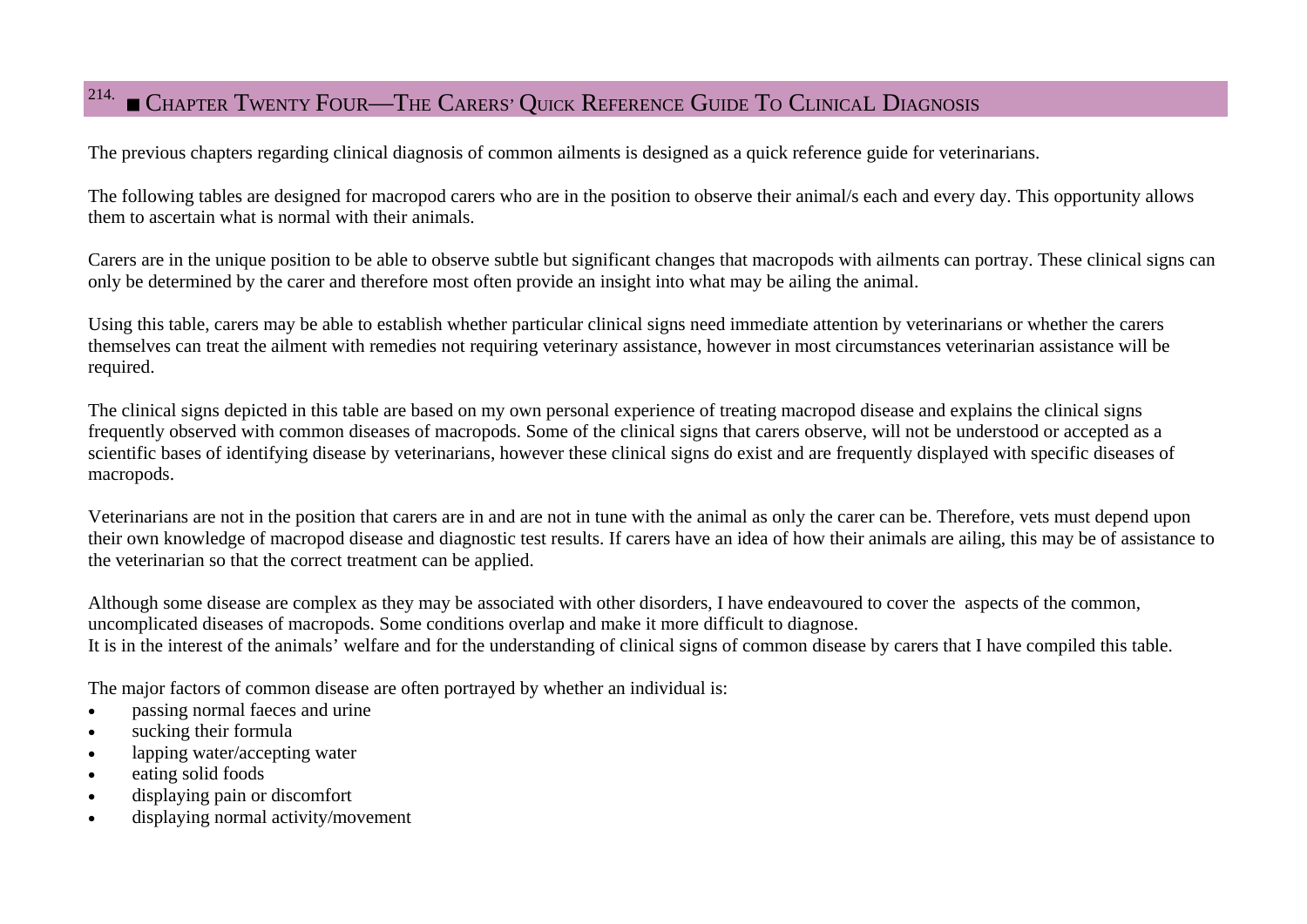# ■ Chapter Twenty Four—The Carers' Quick Reference Guide To Clinical Diagnosis

The previous chapters regarding clinical diagnosis of common ailments is designed as a quick reference guide for veterinarians.

The following tables are designed for macropod carers who are in the position to observe their animal/s each and every day. This opportunity allows them to ascertain what is normal with their animals.

Carers are in the unique position to be able to observe subtle but significant changes that macropods with ailments can portray. These clinical signs can only be determined by the carer and therefore most often provide an insight into what may be ailing the animal.

Using this table, carers may be able to establish whether particular clinical signs need immediate attention by veterinarians or whether the carers themselves can treat the ailment with remedies not requiring veterinary assistance, however in most circumstances veterinarian assistance will be required.

The clinical signs depicted in this table are based on my own personal experience of treating macropod disease and explains the clinical signs frequently observed with common diseases of macropods. Some of the clinical signs that carers observe, will not be understood or accepted as a scientific bases of identifying disease by veterinarians, however these clinical signs do exist and are frequently displayed with specific diseases of macropods.

Veterinarians are not in the position that carers are in and are not in tune with the animal as only the carer can be. Therefore, vets must depend upon their own knowledge of macropod disease and diagnostic test results. If carers have an idea of how their animals are ailing, this may be of assistance to the veterinarian so that the correct treatment can be applied.

Although some disease are complex as they may be associated with other disorders, I have endeavoured to cover the aspects of the common, uncomplicated diseases of macropods. Some conditions overlap and make it more difficult to diagnose.
It is in the interest of the animals' welfare and for the understanding of clinical signs of common disease by carers that I have compiled this table.

The major factors of common disease are often portrayed by whether an individual is:

- passing normal faeces and urine
- sucking their formula
- lapping water/accepting water
- eating solid foods
- displaying pain or discomfort
- displaying normal activity/movement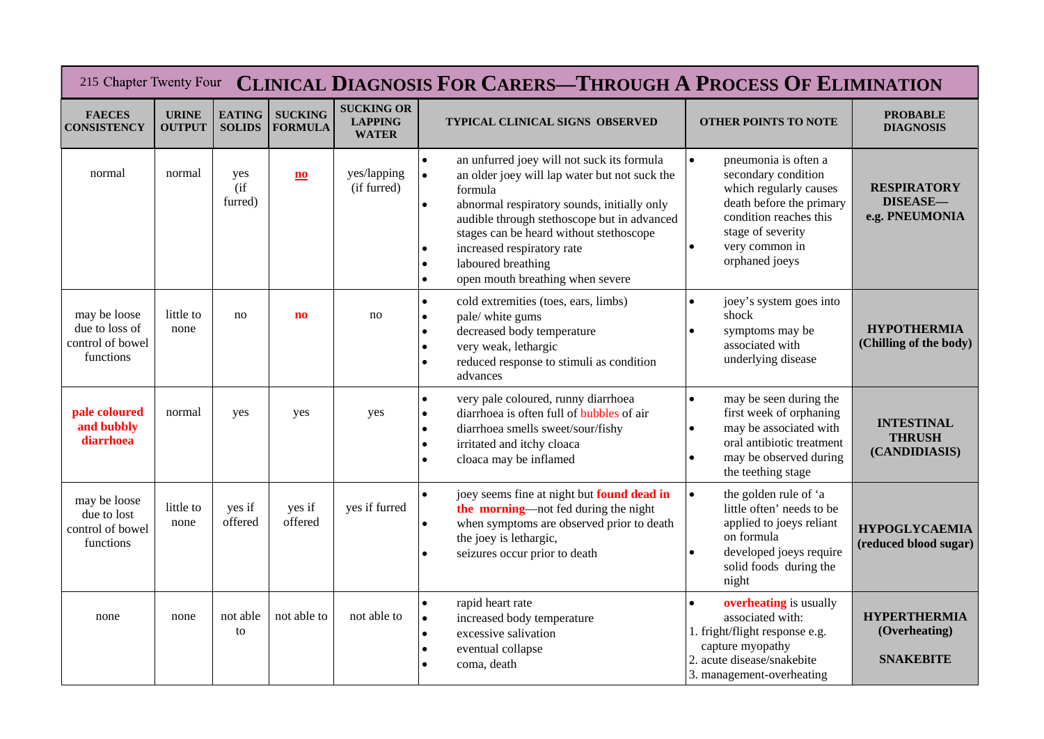# 215 Chapter Twenty Four CLINICAL DIAGNOSIS FOR CARERS—THROUGH A PROCESS OF ELIMINATION

| FAECES CONSISTENCY | URINE OUTPUT | EATING SOLIDS | SUCKING FORMULA | SUCKING OR LAPPING WATER | TYPICAL CLINICAL SIGNS OBSERVED | OTHER POINTS TO NOTE | PROBABLE DIAGNOSIS |
|---|---|---|---|---|---|---|---|
| normal | normal | yes (if furred) | **no** | yes/lapping (if furred) | • an unfurred joey will not suck its formula<br>• an older joey will lap water but not suck the formula<br>• abnormal respiratory sounds, initially only audible through stethoscope but in advanced stages can be heard without stethoscope<br>• increased respiratory rate<br>• laboured breathing<br>• open mouth breathing when severe | • pneumonia is often a secondary condition which regularly causes death before the primary condition reaches this stage of severity<br>• very common in orphaned joeys | **RESPIRATORY DISEASE— e.g. PNEUMONIA** |
| may be loose due to loss of control of bowel functions | little to none | no | **no** | no | • cold extremities (toes, ears, limbs)<br>• pale/ white gums<br>• decreased body temperature<br>• very weak, lethargic<br>• reduced response to stimuli as condition advances | • joey's system goes into shock<br>• symptoms may be associated with underlying disease | **HYPOTHERMIA (Chilling of the body)** |
| **pale coloured and bubbly diarrhoea** | normal | yes | yes | yes | • very pale coloured, runny diarrhoea<br>• diarrhoea is often full of bubbles of air<br>• diarrhoea smells sweet/sour/fishy<br>• irritated and itchy cloaca<br>• cloaca may be inflamed | • may be seen during the first week of orphaning<br>• may be associated with oral antibiotic treatment<br>• may be observed during the teething stage | **INTESTINAL THRUSH (CANDIDIASIS)** |
| may be loose due to lost control of bowel functions | little to none | yes if offered | yes if offered | yes if furred | • joey seems fine at night but **found dead in the morning**—not fed during the night<br>• when symptoms are observed prior to death the joey is lethargic,<br>• seizures occur prior to death | • the golden rule of 'a little often' needs to be applied to joeys reliant on formula<br>• developed joeys require solid foods during the night | **HYPOGLYCAEMIA (reduced blood sugar)** |
| none | none | not able to | not able to | not able to | • rapid heart rate<br>• increased body temperature<br>• excessive salivation<br>• eventual collapse<br>• coma, death | • **overheating** is usually associated with:<br>1. fright/flight response e.g. capture myopathy<br>2. acute disease/snakebite<br>3. management-overheating | **HYPERTHERMIA (Overheating)**<br><br>**SNAKEBITE** |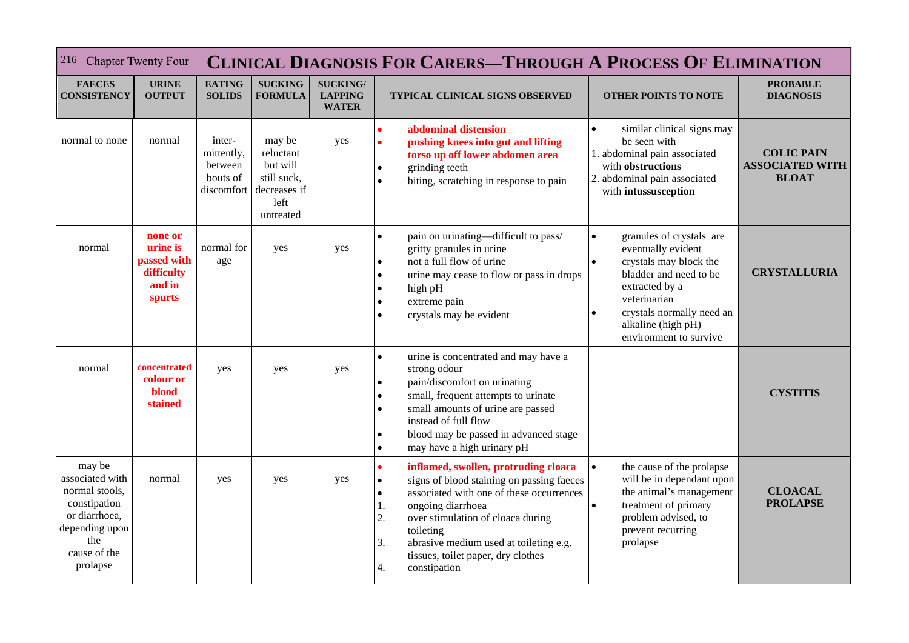# CLINICAL DIAGNOSIS FOR CARERS—THROUGH A PROCESS OF ELIMINATION

| FAECES CONSISTENCY | URINE OUTPUT | EATING SOLIDS | SUCKING FORMULA | SUCKING/ LAPPING WATER | TYPICAL CLINICAL SIGNS OBSERVED | OTHER POINTS TO NOTE | PROBABLE DIAGNOSIS |
|---|---|---|---|---|---|---|---|
| normal to none | normal | inter-mittently, between bouts of discomfort | may be reluctant but will still suck, decreases if left untreated | yes | • **abdominal distension** <br> • **pushing knees into gut and lifting torso up off lower abdomen area** <br> • grinding teeth <br> • biting, scratching in response to pain | • similar clinical signs may be seen with <br> 1. abdominal pain associated with **obstructions** <br> 2. abdominal pain associated with **intussusception** | **COLIC PAIN ASSOCIATED WITH BLOAT** |
| normal | **none or urine is passed with difficulty and in spurts** | normal for age | yes | yes | • pain on urinating—difficult to pass/ gritty granules in urine <br> • not a full flow of urine <br> • urine may cease to flow or pass in drops <br> • high pH <br> • extreme pain <br> • crystals may be evident | • granules of crystals are eventually evident <br> • crystals may block the bladder and need to be extracted by a veterinarian <br> • crystals normally need an alkaline (high pH) environment to survive | **CRYSTALLURIA** |
| normal | **concentrated colour or blood stained** | yes | yes | yes | • urine is concentrated and may have a strong odour <br> • pain/discomfort on urinating <br> • small, frequent attempts to urinate <br> • small amounts of urine are passed instead of full flow <br> • blood may be passed in advanced stage <br> • may have a high urinary pH | | **CYSTITIS** |
| may be associated with normal stools, constipation or diarrhoea, depending upon the cause of the prolapse | normal | yes | yes | yes | • **inflamed, swollen, protruding cloaca** <br> • signs of blood staining on passing faeces <br> • associated with one of these occurrences <br> 1. ongoing diarrhoea <br> 2. over stimulation of cloaca during toileting <br> 3. abrasive medium used at toileting e.g. tissues, toilet paper, dry clothes <br> 4. constipation | • the cause of the prolapse will be in dependant upon the animal's management <br> • treatment of primary problem advised, to prevent recurring prolapse | **CLOACAL PROLAPSE** |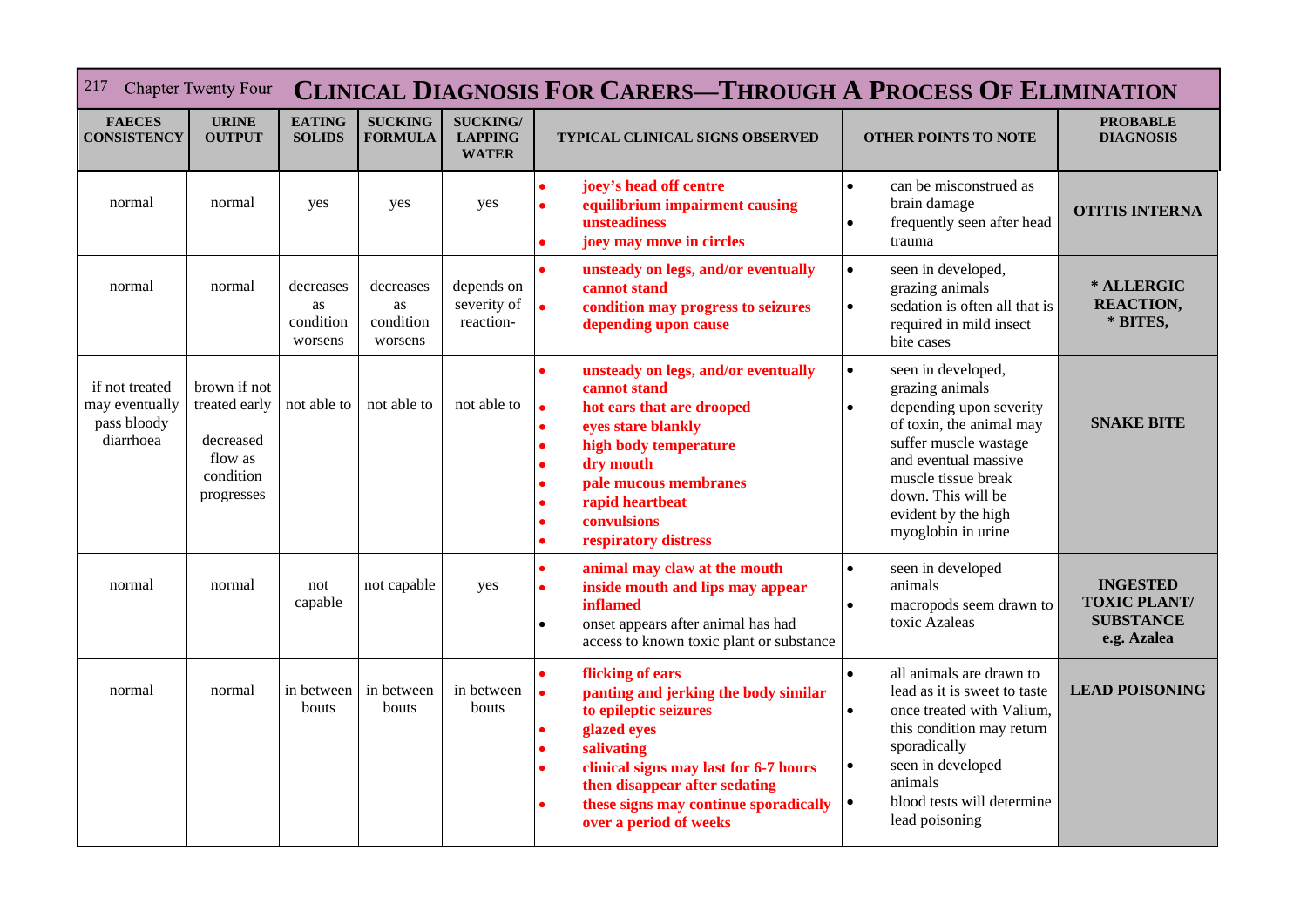# CLINICAL DIAGNOSIS FOR CARERS—THROUGH A PROCESS OF ELIMINATION

Chapter Twenty Four

| FAECES CONSISTENCY | URINE OUTPUT | EATING SOLIDS | SUCKING FORMULA | SUCKING/ LAPPING WATER | TYPICAL CLINICAL SIGNS OBSERVED | OTHER POINTS TO NOTE | PROBABLE DIAGNOSIS |
|---|---|---|---|---|---|---|---|
| normal | normal | yes | yes | yes | • **joey's head off centre**<br>• **equilibrium impairment causing unsteadiness**<br>• **joey may move in circles** | • can be misconstrued as brain damage<br>• frequently seen after head trauma | **OTITIS INTERNA** |
| normal | normal | decreases as condition worsens | decreases as condition worsens | depends on severity of reaction- | • **unsteady on legs, and/or eventually cannot stand**<br>• **condition may progress to seizures depending upon cause** | • seen in developed, grazing animals<br>• sedation is often all that is required in mild insect bite cases | *** ALLERGIC REACTION, * BITES,** |
| if not treated may eventually pass bloody diarrhoea | brown if not treated early<br><br>decreased flow as condition progresses | not able to | not able to | not able to | • **unsteady on legs, and/or eventually cannot stand**<br>• **hot ears that are drooped**<br>• **eyes stare blankly**<br>• **high body temperature**<br>• **dry mouth**<br>• **pale mucous membranes**<br>• **rapid heartbeat**<br>• **convulsions**<br>• **respiratory distress** | • seen in developed, grazing animals<br>• depending upon severity of toxin, the animal may suffer muscle wastage and eventual massive muscle tissue break down. This will be evident by the high myoglobin in urine | **SNAKE BITE** |
| normal | normal | not capable | not capable | yes | • **animal may claw at the mouth**<br>• **inside mouth and lips may appear inflamed**<br>• onset appears after animal has had access to known toxic plant or substance | • seen in developed animals<br>• macropods seem drawn to toxic Azaleas | **INGESTED TOXIC PLANT/ SUBSTANCE e.g. Azalea** |
| normal | normal | in between bouts | in between bouts | in between bouts | • **flicking of ears**<br>• **panting and jerking the body similar to epileptic seizures**<br>• **glazed eyes**<br>• **salivating**<br>• **clinical signs may last for 6-7 hours then disappear after sedating**<br>• **these signs may continue sporadically over a period of weeks** | • all animals are drawn to lead as it is sweet to taste<br>• once treated with Valium, this condition may return sporadically<br>• seen in developed animals<br>• blood tests will determine lead poisoning | **LEAD POISONING** |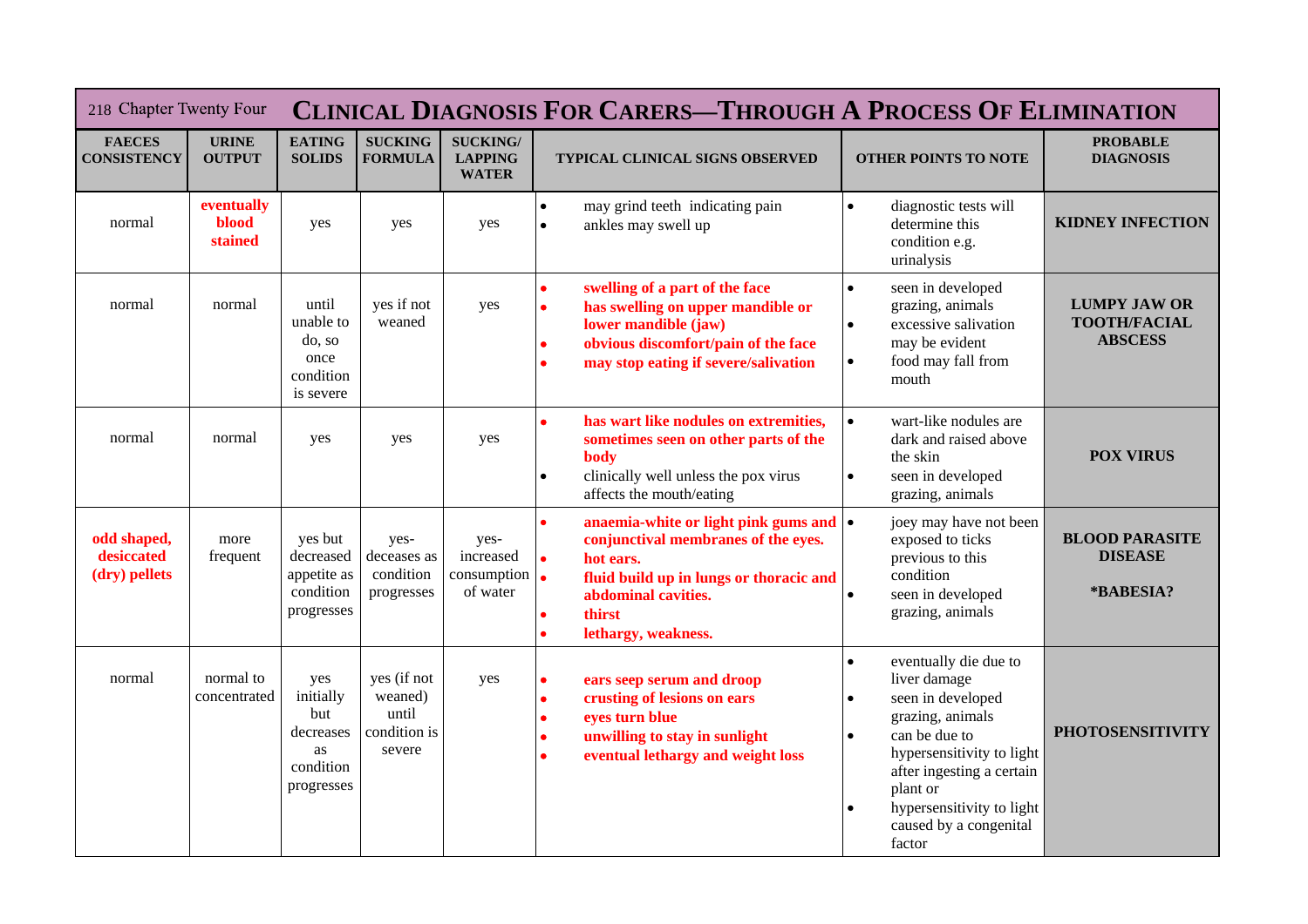# CLINICAL DIAGNOSIS FOR CARERS—THROUGH A PROCESS OF ELIMINATION

| FAECES CONSISTENCY | URINE OUTPUT | EATING SOLIDS | SUCKING FORMULA | SUCKING/ LAPPING WATER | TYPICAL CLINICAL SIGNS OBSERVED | OTHER POINTS TO NOTE | PROBABLE DIAGNOSIS |
|---|---|---|---|---|---|---|---|
| normal | **eventually blood stained** | yes | yes | yes | • may grind teeth indicating pain<br>• ankles may swell up | • diagnostic tests will determine this condition e.g. urinalysis | **KIDNEY INFECTION** |
| normal | normal | until unable to do, so once condition is severe | yes if not weaned | yes | • **swelling of a part of the face**<br>• **has swelling on upper mandible or lower mandible (jaw)**<br>• **obvious discomfort/pain of the face**<br>• **may stop eating if severe/salivation** | • seen in developed grazing, animals<br>• excessive salivation may be evident<br>• food may fall from mouth | **LUMPY JAW OR TOOTH/FACIAL ABSCESS** |
| normal | normal | yes | yes | yes | • **has wart like nodules on extremities, sometimes seen on other parts of the body**<br>• clinically well unless the pox virus affects the mouth/eating | • wart-like nodules are dark and raised above the skin<br>• seen in developed grazing, animals | **POX VIRUS** |
| **odd shaped, desiccated (dry) pellets** | more frequent | yes but decreased appetite as condition progresses | yes- deceases as condition progresses | yes- increased consumption of water | • **anaemia-white or light pink gums and conjunctival membranes of the eyes.**<br>• **hot ears.**<br>• **fluid build up in lungs or thoracic and abdominal cavities.**<br>• **thirst**<br>• **lethargy, weakness.** | • joey may have not been exposed to ticks previous to this condition<br>• seen in developed grazing, animals | **BLOOD PARASITE DISEASE**<br><br>***BABESIA?** |
| normal | normal to concentrated | yes initially but decreases as condition progresses | yes (if not weaned) until condition is severe | yes | • **ears seep serum and droop**<br>• **crusting of lesions on ears**<br>• **eyes turn blue**<br>• **unwilling to stay in sunlight**<br>• **eventual lethargy and weight loss** | • eventually die due to liver damage<br>• seen in developed grazing, animals<br>• can be due to hypersensitivity to light after ingesting a certain plant or<br>• hypersensitivity to light caused by a congenital factor | **PHOTOSENSITIVITY** |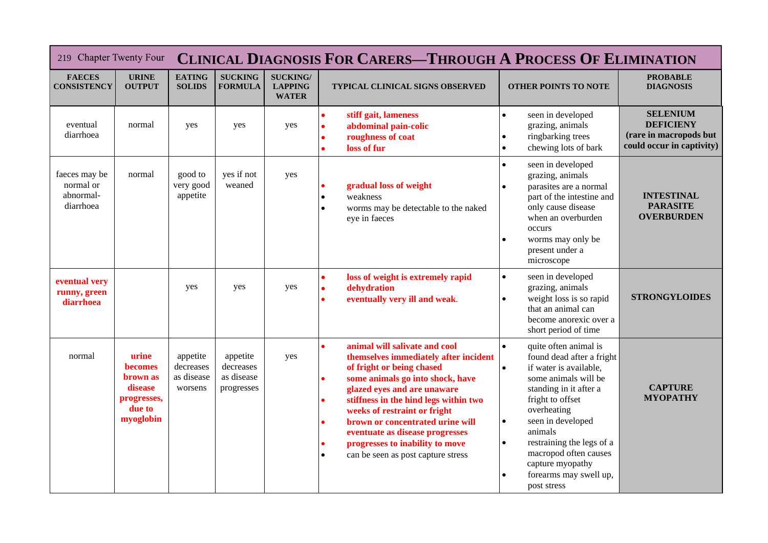# CLINICAL DIAGNOSIS FOR CARERS—THROUGH A PROCESS OF ELIMINATION

| FAECES CONSISTENCY | URINE OUTPUT | EATING SOLIDS | SUCKING FORMULA | SUCKING/ LAPPING WATER | TYPICAL CLINICAL SIGNS OBSERVED | OTHER POINTS TO NOTE | PROBABLE DIAGNOSIS |
|---|---|---|---|---|---|---|---|
| eventual diarrhoea | normal | yes | yes | yes | • **stiff gait, lameness**<br>• **abdominal pain-colic**<br>• **roughness of coat**<br>• **loss of fur** | • seen in developed grazing, animals<br>• ringbarking trees<br>• chewing lots of bark | **SELENIUM DEFICIENY (rare in macropods but could occur in captivity)** |
| faeces may be normal or abnormal-diarrhoea | normal | good to very good appetite | yes if not weaned | yes | • **gradual loss of weight**<br>• weakness<br>• worms may be detectable to the naked eye in faeces | • seen in developed grazing, animals<br>• parasites are a normal part of the intestine and only cause disease when an overburden occurs<br>• worms may only be present under a microscope | **INTESTINAL PARASITE OVERBURDEN** |
| **eventual very runny, green diarrhoea** | | yes | yes | yes | • **loss of weight is extremely rapid**<br>• **dehydration**<br>• **eventually very ill and weak**. | • seen in developed grazing, animals<br>• weight loss is so rapid that an animal can become anorexic over a short period of time | **STRONGYLOIDES** |
| normal | **urine becomes brown as disease progresses, due to myoglobin** | appetite decreases as disease worsens | appetite decreases as disease progresses | yes | • **animal will salivate and cool themselves immediately after incident of fright or being chased**<br>• **some animals go into shock, have glazed eyes and are unaware**<br>• **stiffness in the hind legs within two weeks of restraint or fright**<br>• **brown or concentrated urine will eventuate as disease progresses**<br>• **progresses to inability to move**<br>• can be seen as post capture stress | • quite often animal is found dead after a fright<br>• if water is available, some animals will be standing in it after a fright to offset overheating<br>• seen in developed animals<br>• restraining the legs of a macropod often causes capture myopathy<br>• forearms may swell up, post stress | **CAPTURE MYOPATHY** |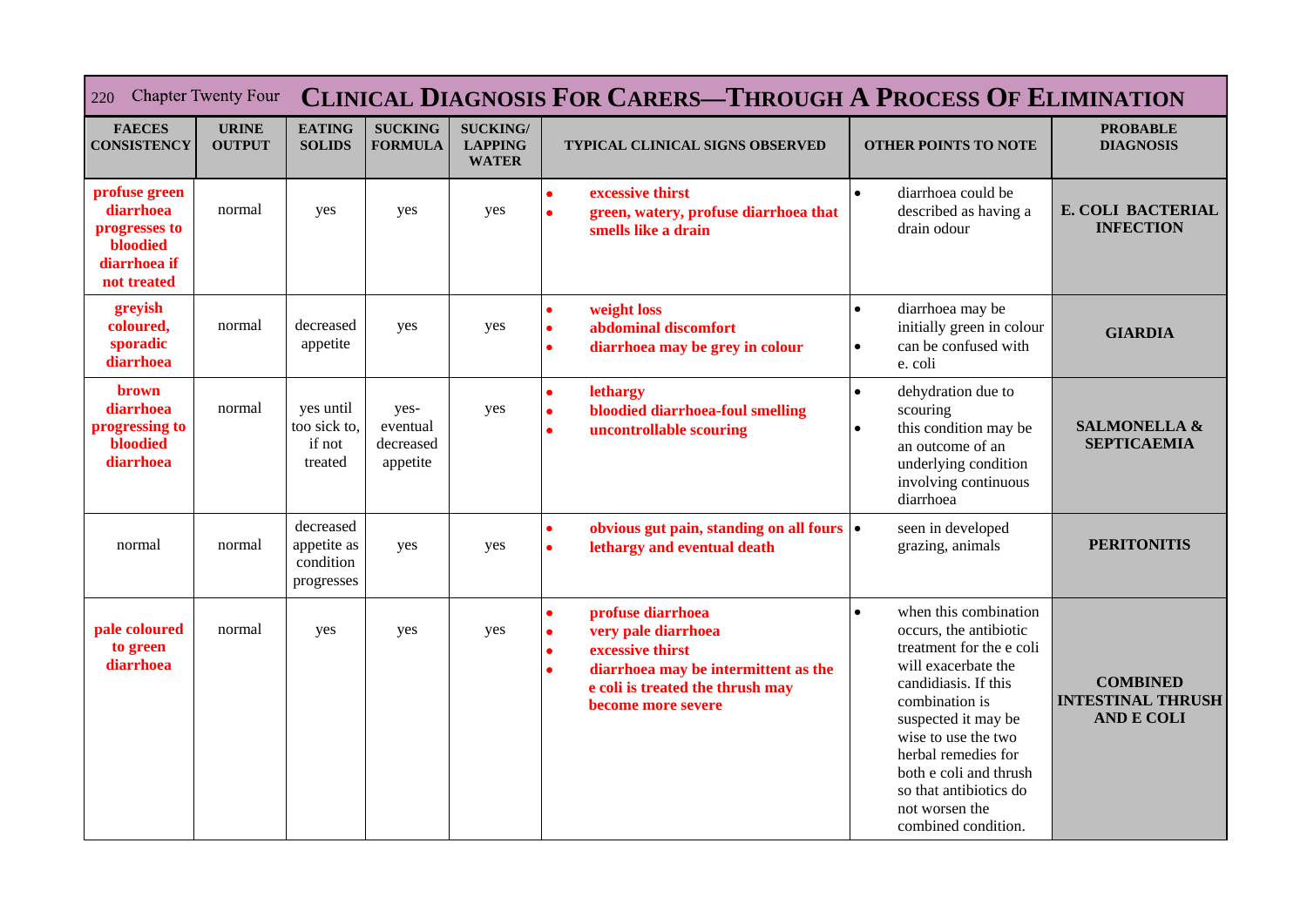# Clinical Diagnosis For Carers—Through A Process Of Elimination

| FAECES CONSISTENCY | URINE OUTPUT | EATING SOLIDS | SUCKING FORMULA | SUCKING/ LAPPING WATER | TYPICAL CLINICAL SIGNS OBSERVED | OTHER POINTS TO NOTE | PROBABLE DIAGNOSIS |
|---|---|---|---|---|---|---|---|
| **profuse green diarrhoea progresses to bloodied diarrhoea if not treated** | normal | yes | yes | yes | • **excessive thirst**<br>• **green, watery, profuse diarrhoea that smells like a drain** | • diarrhoea could be described as having a drain odour | **E. COLI BACTERIAL INFECTION** |
| **greyish coloured, sporadic diarrhoea** | normal | decreased appetite | yes | yes | • **weight loss**<br>• **abdominal discomfort**<br>• **diarrhoea may be grey in colour** | • diarrhoea may be initially green in colour<br>• can be confused with e. coli | **GIARDIA** |
| **brown diarrhoea progressing to bloodied diarrhoea** | normal | yes until too sick to, if not treated | yes- eventual decreased appetite | yes | • **lethargy**<br>• **bloodied diarrhoea-foul smelling**<br>• **uncontrollable scouring** | • dehydration due to scouring<br>• this condition may be an outcome of an underlying condition involving continuous diarrhoea | **SALMONELLA & SEPTICAEMIA** |
| normal | normal | decreased appetite as condition progresses | yes | yes | • **obvious gut pain, standing on all fours**<br>• **lethargy and eventual death** | • seen in developed grazing, animals | **PERITONITIS** |
| **pale coloured to green diarrhoea** | normal | yes | yes | yes | • **profuse diarrhoea**<br>• **very pale diarrhoea**<br>• **excessive thirst**<br>• **diarrhoea may be intermittent as the e coli is treated the thrush may become more severe** | • when this combination occurs, the antibiotic treatment for the e coli will exacerbate the candidiasis. If this combination is suspected it may be wise to use the two herbal remedies for both e coli and thrush so that antibiotics do not worsen the combined condition. | **COMBINED INTESTINAL THRUSH AND E COLI** |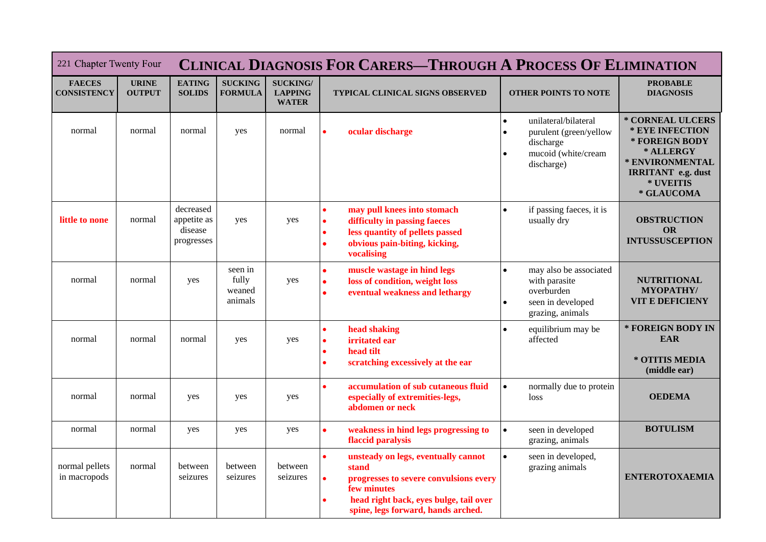# CLINICAL DIAGNOSIS FOR CARERS—THROUGH A PROCESS OF ELIMINATION

| FAECES CONSISTENCY | URINE OUTPUT | EATING SOLIDS | SUCKING FORMULA | SUCKING/ LAPPING WATER | TYPICAL CLINICAL SIGNS OBSERVED | OTHER POINTS TO NOTE | PROBABLE DIAGNOSIS |
|---|---|---|---|---|---|---|---|
| normal | normal | normal | yes | normal | • **ocular discharge** | • unilateral/bilateral<br>• purulent (green/yellow discharge<br>• mucoid (white/cream discharge) | **\* CORNEAL ULCERS<br>\* EYE INFECTION<br>\* FOREIGN BODY<br>\* ALLERGY<br>\* ENVIRONMENTAL IRRITANT e.g. dust<br>\* UVEITIS<br>\* GLAUCOMA** |
| **little to none** | normal | decreased appetite as disease progresses | yes | yes | • **may pull knees into stomach**<br>• **difficulty in passing faeces**<br>• **less quantity of pellets passed**<br>• **obvious pain-biting, kicking, vocalising** | • if passing faeces, it is usually dry | **OBSTRUCTION OR INTUSSUSCEPTION** |
| normal | normal | yes | seen in fully weaned animals | yes | • **muscle wastage in hind legs**<br>• **loss of condition, weight loss**<br>• **eventual weakness and lethargy** | • may also be associated with parasite overburden<br>• seen in developed grazing, animals | **NUTRITIONAL MYOPATHY/ VIT E DEFICIENY** |
| normal | normal | normal | yes | yes | • **head shaking**<br>• **irritated ear**<br>• **head tilt**<br>• **scratching excessively at the ear** | • equilibrium may be affected | **\* FOREIGN BODY IN EAR<br>\* OTITIS MEDIA (middle ear)** |
| normal | normal | yes | yes | yes | • **accumulation of sub cutaneous fluid especially of extremities-legs, abdomen or neck** | • normally due to protein loss | **OEDEMA** |
| normal | normal | yes | yes | yes | • **weakness in hind legs progressing to flaccid paralysis** | • seen in developed grazing, animals | **BOTULISM** |
| normal pellets in macropods | normal | between seizures | between seizures | between seizures | • **unsteady on legs, eventually cannot stand**<br>• **progresses to severe convulsions every few minutes**<br>• **head right back, eyes bulge, tail over spine, legs forward, hands arched.** | • seen in developed, grazing animals | **ENTEROTOXAEMIA** |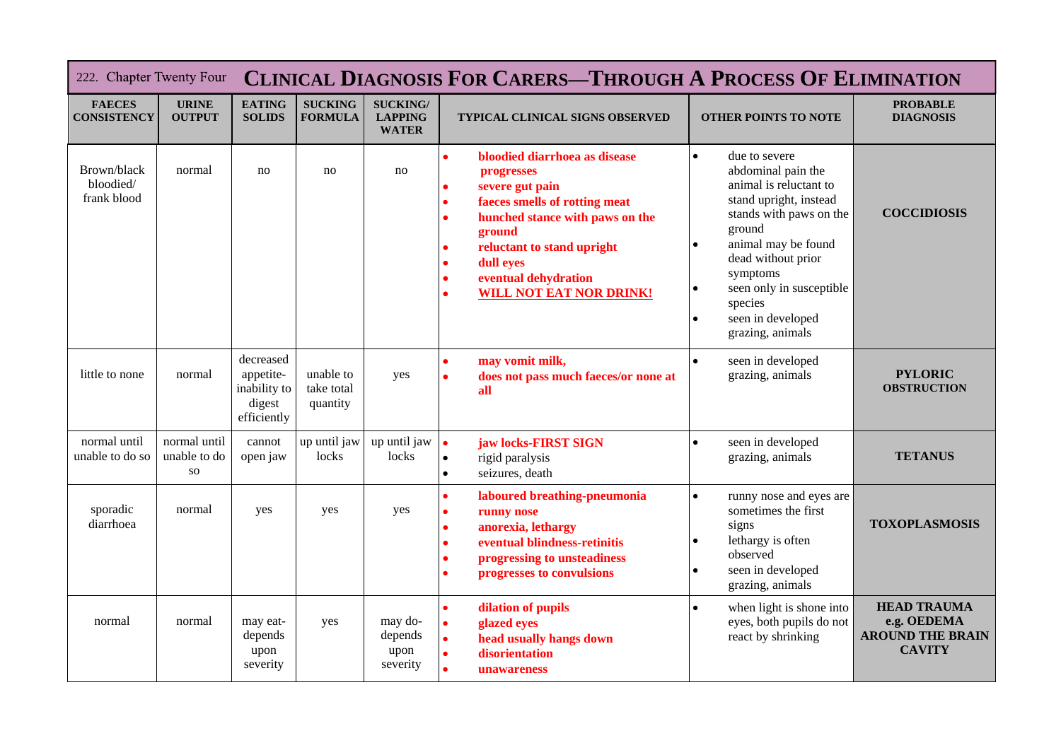# CLINICAL DIAGNOSIS FOR CARERS—THROUGH A PROCESS OF ELIMINATION

| FAECES CONSISTENCY | URINE OUTPUT | EATING SOLIDS | SUCKING FORMULA | SUCKING/ LAPPING WATER | TYPICAL CLINICAL SIGNS OBSERVED | OTHER POINTS TO NOTE | PROBABLE DIAGNOSIS |
|---|---|---|---|---|---|---|---|
| Brown/black bloodied/ frank blood | normal | no | no | no | • **bloodied diarrhoea as disease progresses** • **severe gut pain** • **faeces smells of rotting meat** • **hunched stance with paws on the ground** • **reluctant to stand upright** • **dull eyes** • **eventual dehydration** • **WILL NOT EAT NOR DRINK!** | • due to severe abdominal pain the animal is reluctant to stand upright, instead stands with paws on the ground • animal may be found dead without prior symptoms • seen only in susceptible species • seen in developed grazing, animals | **COCCIDIOSIS** |
| little to none | normal | decreased appetite-inability to digest efficiently | unable to take total quantity | yes | • **may vomit milk,** • **does not pass much faeces/or none at all** | • seen in developed grazing, animals | **PYLORIC OBSTRUCTION** |
| normal until unable to do so | normal until unable to do so | cannot open jaw | up until jaw locks | up until jaw locks | • **jaw locks-FIRST SIGN** • rigid paralysis • seizures, death | • seen in developed grazing, animals | **TETANUS** |
| sporadic diarrhoea | normal | yes | yes | yes | • **laboured breathing-pneumonia** • **runny nose** • **anorexia, lethargy** • **eventual blindness-retinitis** • **progressing to unsteadiness** • **progresses to convulsions** | • runny nose and eyes are sometimes the first signs • lethargy is often observed • seen in developed grazing, animals | **TOXOPLASMOSIS** |
| normal | normal | may eat-depends upon severity | yes | may do-depends upon severity | • **dilation of pupils** • **glazed eyes** • **head usually hangs down** • **disorientation** • **unawareness** | • when light is shone into eyes, both pupils do not react by shrinking | **HEAD TRAUMA e.g. OEDEMA AROUND THE BRAIN CAVITY** |